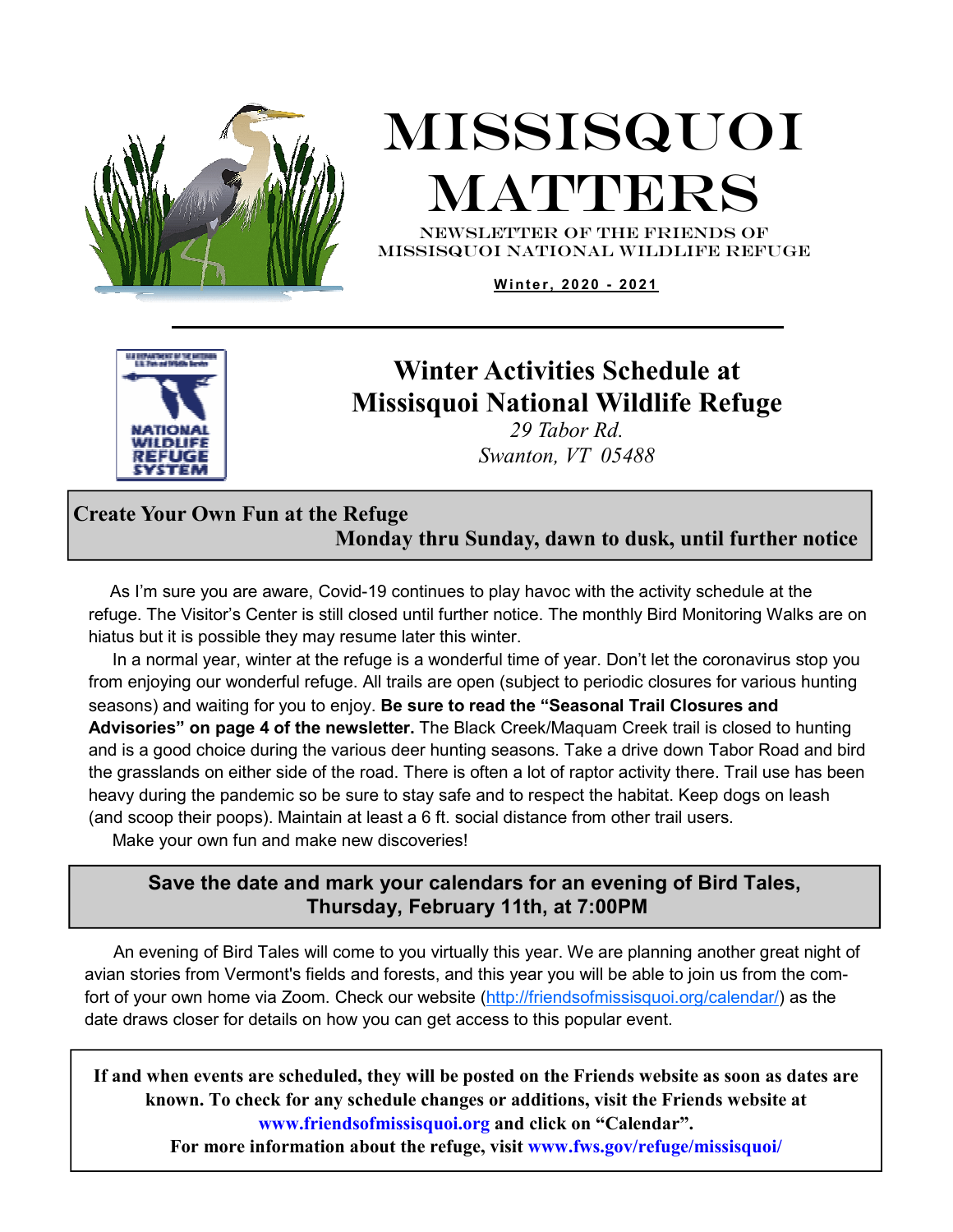# MISSISQUOI MATTERS

NEWSLETTER OF THE FRIENDS OF MISSISQUOI NATIONAL WILDLIFE REFUGE

**Winter, 2020 - 2021**

## Winter Activities Schedule at Missisquoi National Wildlife Refuge

*29 Tabor Rd.*
*Swanton, VT 05488*

### Create Your Own Fun at the Refuge

**Monday thru Sunday, dawn to dusk, until further notice**

As I'm sure you are aware, Covid-19 continues to play havoc with the activity schedule at the refuge. The Visitor's Center is still closed until further notice. The monthly Bird Monitoring Walks are on hiatus but it is possible they may resume later this winter.

In a normal year, winter at the refuge is a wonderful time of year. Don't let the coronavirus stop you from enjoying our wonderful refuge. All trails are open (subject to periodic closures for various hunting seasons) and waiting for you to enjoy. **Be sure to read the "Seasonal Trail Closures and Advisories" on page 4 of the newsletter.** The Black Creek/Maquam Creek trail is closed to hunting and is a good choice during the various deer hunting seasons. Take a drive down Tabor Road and bird the grasslands on either side of the road. There is often a lot of raptor activity there. Trail use has been heavy during the pandemic so be sure to stay safe and to respect the habitat. Keep dogs on leash (and scoop their poops). Maintain at least a 6 ft. social distance from other trail users.

Make your own fun and make new discoveries!

### Save the date and mark your calendars for an evening of Bird Tales, Thursday, February 11th, at 7:00PM

An evening of Bird Tales will come to you virtually this year. We are planning another great night of avian stories from Vermont's fields and forests, and this year you will be able to join us from the comfort of your own home via Zoom. Check our website (http://friendsofmissisquoi.org/calendar/) as the date draws closer for details on how you can get access to this popular event.

**If and when events are scheduled, they will be posted on the Friends website as soon as dates are known. To check for any schedule changes or additions, visit the Friends website at www.friendsofmissisquoi.org and click on "Calendar".**
**For more information about the refuge, visit www.fws.gov/refuge/missisquoi/**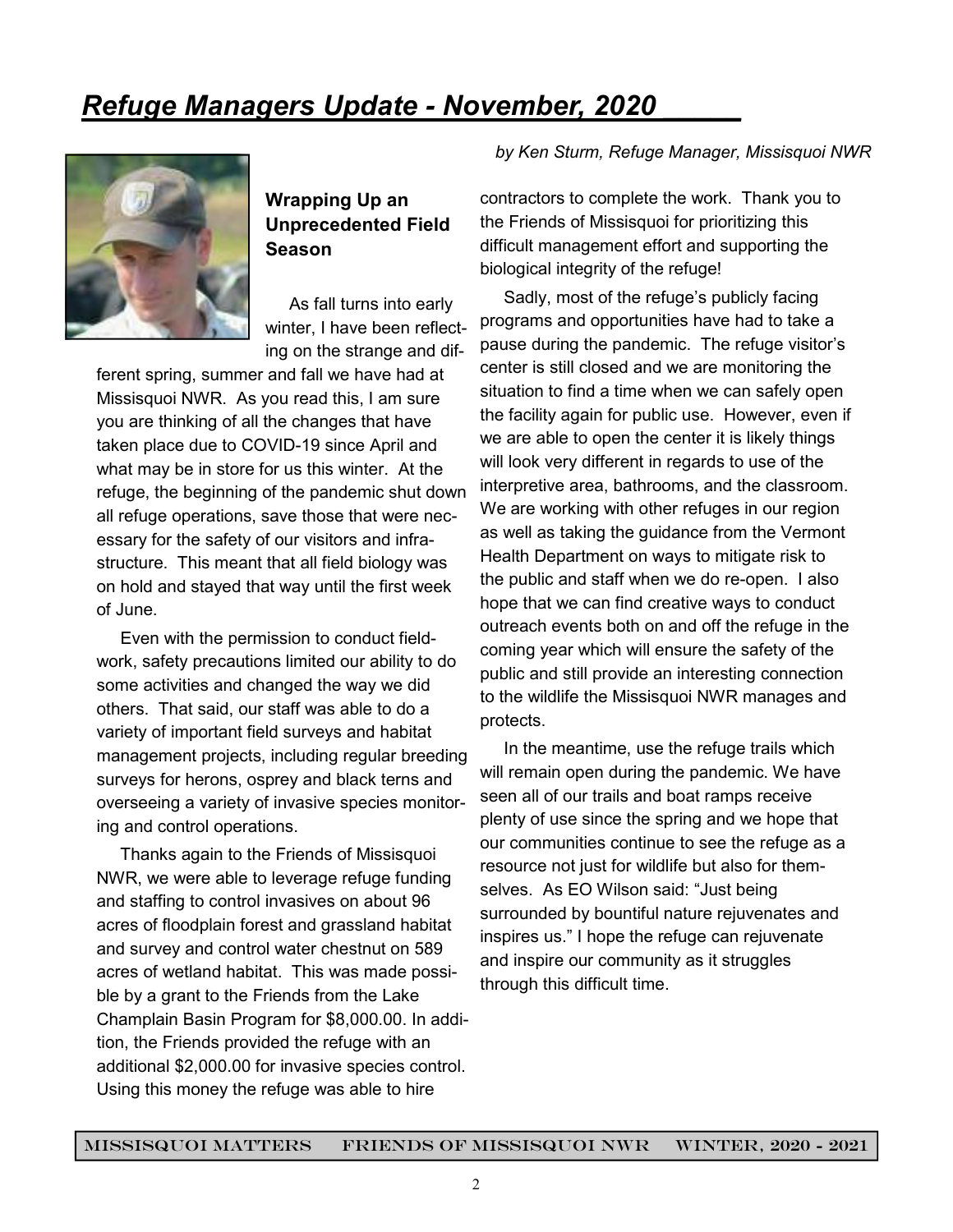# *Refuge Managers Update - November, 2020*

*by Ken Sturm, Refuge Manager, Missisquoi NWR*

### Wrapping Up an Unprecedented Field Season

As fall turns into early winter, I have been reflecting on the strange and different spring, summer and fall we have had at Missisquoi NWR. As you read this, I am sure you are thinking of all the changes that have taken place due to COVID-19 since April and what may be in store for us this winter. At the refuge, the beginning of the pandemic shut down all refuge operations, save those that were necessary for the safety of our visitors and infrastructure. This meant that all field biology was on hold and stayed that way until the first week of June.

Even with the permission to conduct fieldwork, safety precautions limited our ability to do some activities and changed the way we did others. That said, our staff was able to do a variety of important field surveys and habitat management projects, including regular breeding surveys for herons, osprey and black terns and overseeing a variety of invasive species monitoring and control operations.

Thanks again to the Friends of Missisquoi NWR, we were able to leverage refuge funding and staffing to control invasives on about 96 acres of floodplain forest and grassland habitat and survey and control water chestnut on 589 acres of wetland habitat. This was made possible by a grant to the Friends from the Lake Champlain Basin Program for $8,000.00. In addition, the Friends provided the refuge with an additional $2,000.00 for invasive species control. Using this money the refuge was able to hire contractors to complete the work. Thank you to the Friends of Missisquoi for prioritizing this difficult management effort and supporting the biological integrity of the refuge!

Sadly, most of the refuge's publicly facing programs and opportunities have had to take a pause during the pandemic. The refuge visitor's center is still closed and we are monitoring the situation to find a time when we can safely open the facility again for public use. However, even if we are able to open the center it is likely things will look very different in regards to use of the interpretive area, bathrooms, and the classroom. We are working with other refuges in our region as well as taking the guidance from the Vermont Health Department on ways to mitigate risk to the public and staff when we do re-open. I also hope that we can find creative ways to conduct outreach events both on and off the refuge in the coming year which will ensure the safety of the public and still provide an interesting connection to the wildlife the Missisquoi NWR manages and protects.

In the meantime, use the refuge trails which will remain open during the pandemic. We have seen all of our trails and boat ramps receive plenty of use since the spring and we hope that our communities continue to see the refuge as a resource not just for wildlife but also for themselves. As EO Wilson said: "Just being surrounded by bountiful nature rejuvenates and inspires us." I hope the refuge can rejuvenate and inspire our community as it struggles through this difficult time.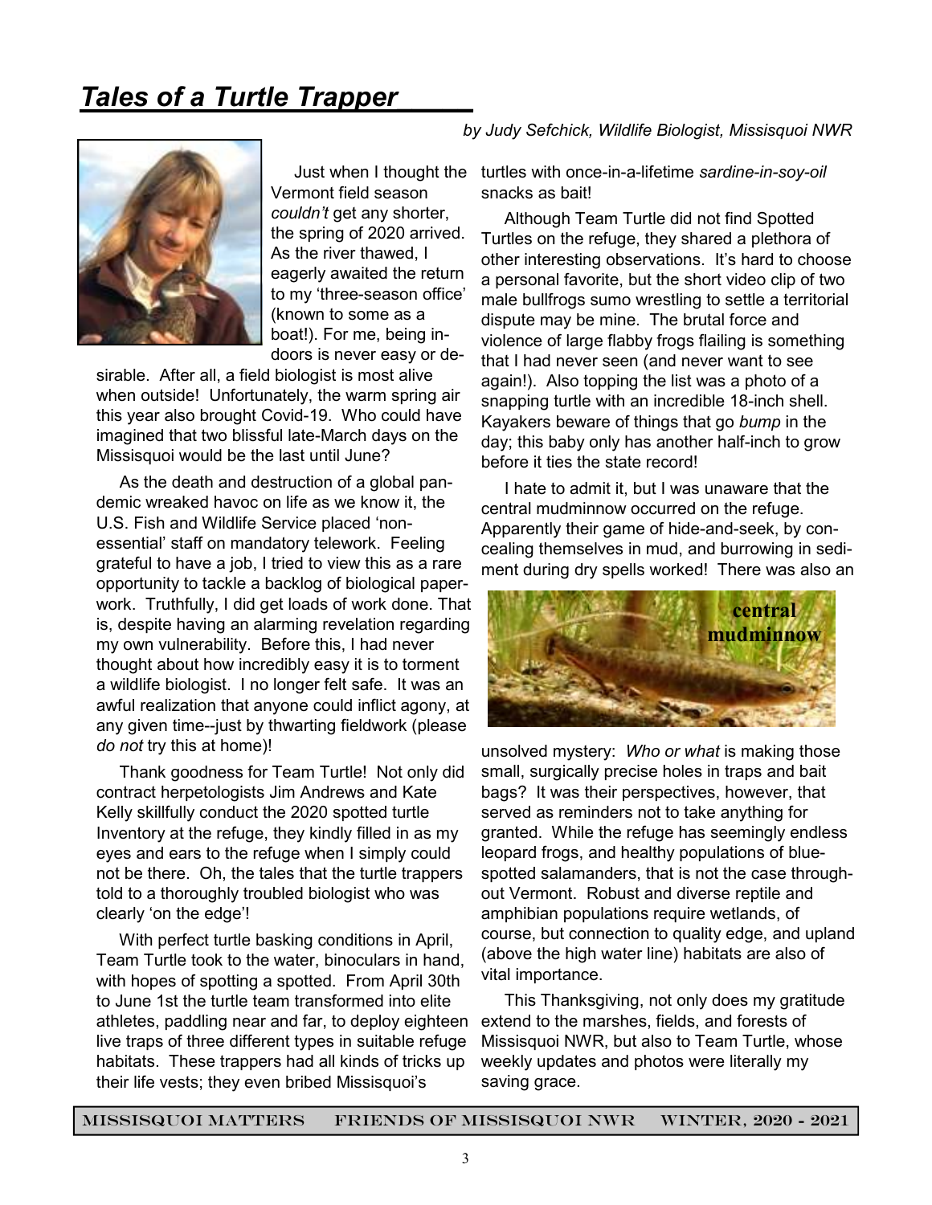# *Tales of a Turtle Trapper*

*by Judy Sefchick, Wildlife Biologist, Missisquoi NWR*

Just when I thought the Vermont field season *couldn't* get any shorter, the spring of 2020 arrived. As the river thawed, I eagerly awaited the return to my 'three-season office' (known to some as a boat!). For me, being indoors is never easy or desirable. After all, a field biologist is most alive when outside! Unfortunately, the warm spring air this year also brought Covid-19. Who could have imagined that two blissful late-March days on the Missisquoi would be the last until June?

As the death and destruction of a global pandemic wreaked havoc on life as we know it, the U.S. Fish and Wildlife Service placed 'non-essential' staff on mandatory telework. Feeling grateful to have a job, I tried to view this as a rare opportunity to tackle a backlog of biological paperwork. Truthfully, I did get loads of work done. That is, despite having an alarming revelation regarding my own vulnerability. Before this, I had never thought about how incredibly easy it is to torment a wildlife biologist. I no longer felt safe. It was an awful realization that anyone could inflict agony, at any given time--just by thwarting fieldwork (please *do not* try this at home)!

Thank goodness for Team Turtle! Not only did contract herpetologists Jim Andrews and Kate Kelly skillfully conduct the 2020 spotted turtle Inventory at the refuge, they kindly filled in as my eyes and ears to the refuge when I simply could not be there. Oh, the tales that the turtle trappers told to a thoroughly troubled biologist who was clearly 'on the edge'!

With perfect turtle basking conditions in April, Team Turtle took to the water, binoculars in hand, with hopes of spotting a spotted. From April 30th to June 1st the turtle team transformed into elite athletes, paddling near and far, to deploy eighteen live traps of three different types in suitable refuge habitats. These trappers had all kinds of tricks up their life vests; they even bribed Missisquoi's turtles with once-in-a-lifetime *sardine-in-soy-oil* snacks as bait!

Although Team Turtle did not find Spotted Turtles on the refuge, they shared a plethora of other interesting observations. It's hard to choose a personal favorite, but the short video clip of two male bullfrogs sumo wrestling to settle a territorial dispute may be mine. The brutal force and violence of large flabby frogs flailing is something that I had never seen (and never want to see again!). Also topping the list was a photo of a snapping turtle with an incredible 18-inch shell. Kayakers beware of things that go *bump* in the day; this baby only has another half-inch to grow before it ties the state record!

I hate to admit it, but I was unaware that the central mudminnow occurred on the refuge. Apparently their game of hide-and-seek, by concealing themselves in mud, and burrowing in sediment during dry spells worked! There was also an unsolved mystery: *Who or what* is making those small, surgically precise holes in traps and bait bags? It was their perspectives, however, that served as reminders not to take anything for granted. While the refuge has seemingly endless leopard frogs, and healthy populations of blue-spotted salamanders, that is not the case throughout Vermont. Robust and diverse reptile and amphibian populations require wetlands, of course, but connection to quality edge, and upland (above the high water line) habitats are also of vital importance.

central mudminnow

This Thanksgiving, not only does my gratitude extend to the marshes, fields, and forests of Missisquoi NWR, but also to Team Turtle, whose weekly updates and photos were literally my saving grace.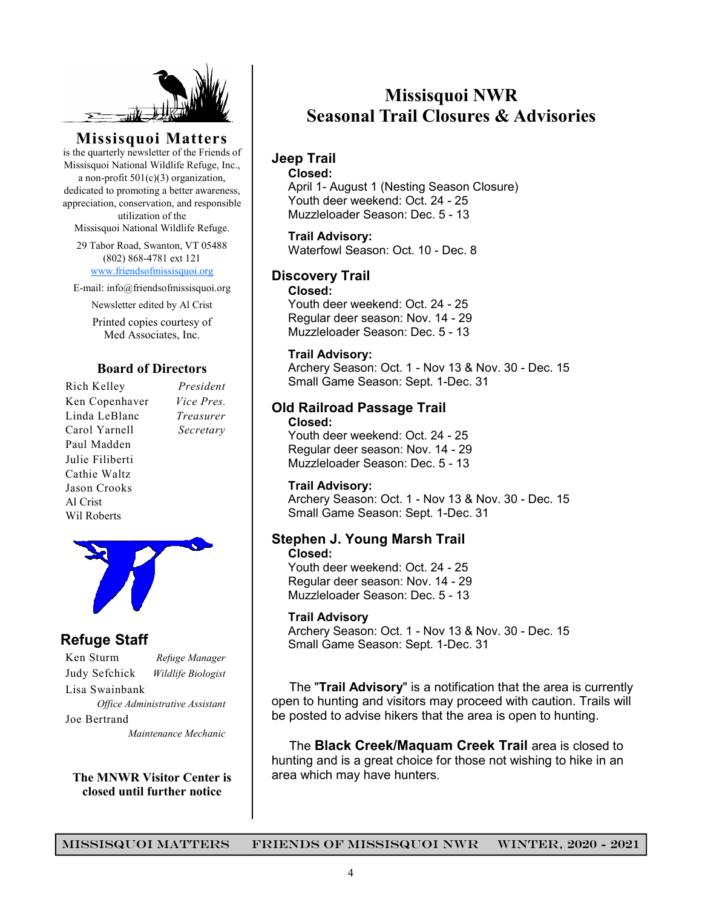## Missisquoi Matters

is the quarterly newsletter of the Friends of Missisquoi National Wildlife Refuge, Inc., a non-profit 501(c)(3) organization, dedicated to promoting a better awareness, appreciation, conservation, and responsible utilization of the Missisquoi National Wildlife Refuge.

29 Tabor Road, Swanton, VT 05488
(802) 868-4781 ext 121
www.friendsofmissisquoi.org

E-mail: info@friendsofmissisquoi.org

Newsletter edited by Al Crist

Printed copies courtesy of Med Associates, Inc.

### Board of Directors

| | |
|---|---|
| Rich Kelley | *President* |
| Ken Copenhaver | *Vice Pres.* |
| Linda LeBlanc | *Treasurer* |
| Carol Yarnell | *Secretary* |
| Paul Madden | |
| Julie Filiberti | |
| Cathie Waltz | |
| Jason Crooks | |
| Al Crist | |
| Wil Roberts | |

### Refuge Staff

| | |
|---|---|
| Ken Sturm | *Refuge Manager* |
| Judy Sefchick | *Wildlife Biologist* |
| Lisa Swainbank | *Office Administrative Assistant* |
| Joe Bertrand | *Maintenance Mechanic* |

**The MNWR Visitor Center is closed until further notice**

# Missisquoi NWR Seasonal Trail Closures & Advisories

## Jeep Trail

**Closed:**
April 1- August 1 (Nesting Season Closure)
Youth deer weekend: Oct. 24 - 25
Muzzleloader Season: Dec. 5 - 13

**Trail Advisory:**
Waterfowl Season: Oct. 10 - Dec. 8

## Discovery Trail

**Closed:**
Youth deer weekend: Oct. 24 - 25
Regular deer season: Nov. 14 - 29
Muzzleloader Season: Dec. 5 - 13

**Trail Advisory:**
Archery Season: Oct. 1 - Nov 13 & Nov. 30 - Dec. 15
Small Game Season: Sept. 1-Dec. 31

## Old Railroad Passage Trail

**Closed:**
Youth deer weekend: Oct. 24 - 25
Regular deer season: Nov. 14 - 29
Muzzleloader Season: Dec. 5 - 13

**Trail Advisory:**
Archery Season: Oct. 1 - Nov 13 & Nov. 30 - Dec. 15
Small Game Season: Sept. 1-Dec. 31

## Stephen J. Young Marsh Trail

**Closed:**
Youth deer weekend: Oct. 24 - 25
Regular deer season: Nov. 14 - 29
Muzzleloader Season: Dec. 5 - 13

**Trail Advisory**
Archery Season: Oct. 1 - Nov 13 & Nov. 30 - Dec. 15
Small Game Season: Sept. 1-Dec. 31

The "**Trail Advisory**" is a notification that the area is currently open to hunting and visitors may proceed with caution. Trails will be posted to advise hikers that the area is open to hunting.

The **Black Creek/Maquam Creek Trail** area is closed to hunting and is a great choice for those not wishing to hike in an area which may have hunters.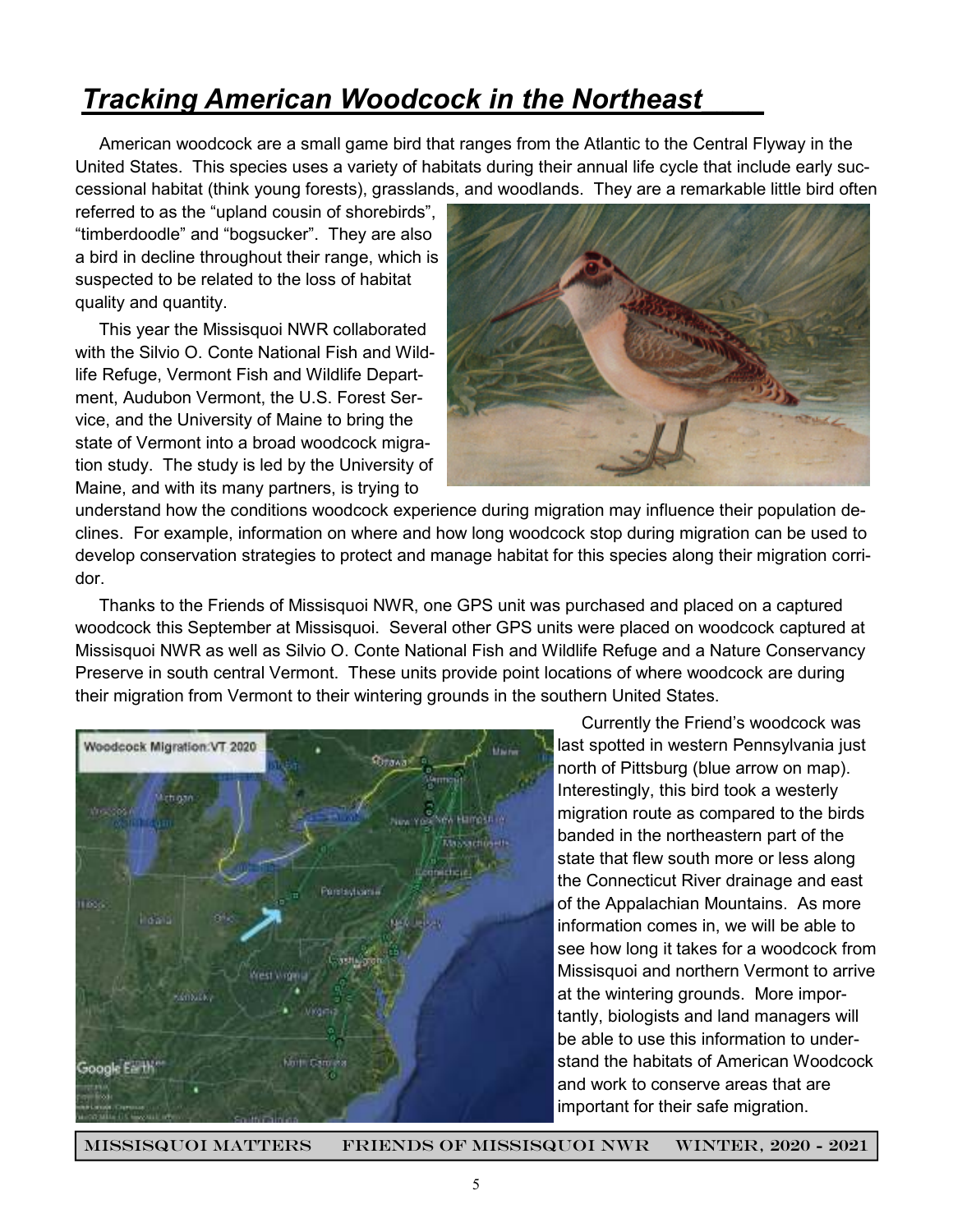# *Tracking American Woodcock in the Northeast*

American woodcock are a small game bird that ranges from the Atlantic to the Central Flyway in the United States. This species uses a variety of habitats during their annual life cycle that include early successional habitat (think young forests), grasslands, and woodlands. They are a remarkable little bird often referred to as the "upland cousin of shorebirds", "timberdoodle" and "bogsucker". They are also a bird in decline throughout their range, which is suspected to be related to the loss of habitat quality and quantity.

This year the Missisquoi NWR collaborated with the Silvio O. Conte National Fish and Wildlife Refuge, Vermont Fish and Wildlife Department, Audubon Vermont, the U.S. Forest Service, and the University of Maine to bring the state of Vermont into a broad woodcock migration study. The study is led by the University of Maine, and with its many partners, is trying to understand how the conditions woodcock experience during migration may influence their population declines. For example, information on where and how long woodcock stop during migration can be used to develop conservation strategies to protect and manage habitat for this species along their migration corridor.

Thanks to the Friends of Missisquoi NWR, one GPS unit was purchased and placed on a captured woodcock this September at Missisquoi. Several other GPS units were placed on woodcock captured at Missisquoi NWR as well as Silvio O. Conte National Fish and Wildlife Refuge and a Nature Conservancy Preserve in south central Vermont. These units provide point locations of where woodcock are during their migration from Vermont to their wintering grounds in the southern United States.

Currently the Friend's woodcock was last spotted in western Pennsylvania just north of Pittsburg (blue arrow on map). Interestingly, this bird took a westerly migration route as compared to the birds banded in the northeastern part of the state that flew south more or less along the Connecticut River drainage and east of the Appalachian Mountains. As more information comes in, we will be able to see how long it takes for a woodcock from Missisquoi and northern Vermont to arrive at the wintering grounds. More importantly, biologists and land managers will be able to use this information to understand the habitats of American Woodcock and work to conserve areas that are important for their safe migration.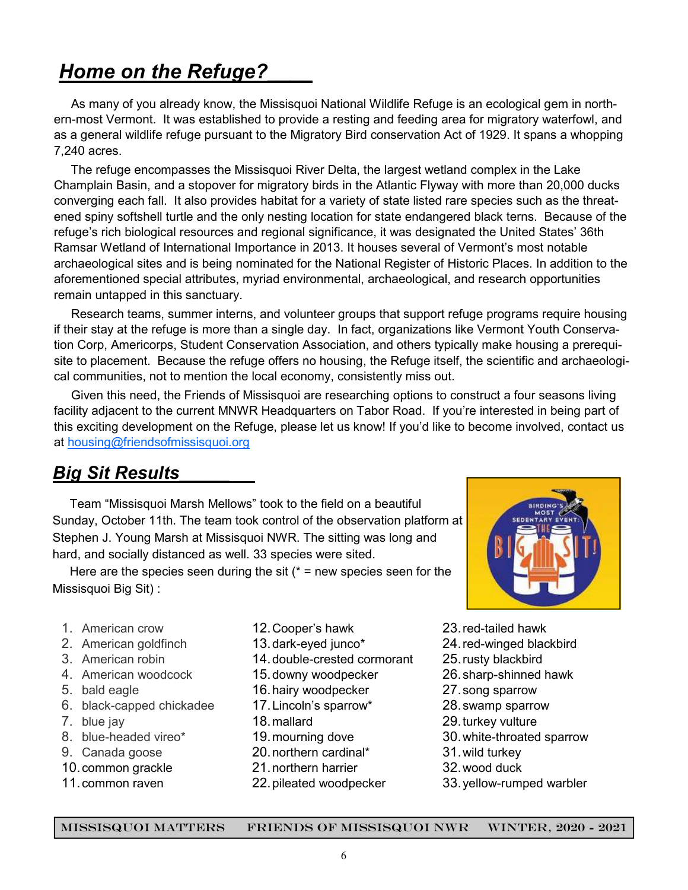## Home on the Refuge?

As many of you already know, the Missisquoi National Wildlife Refuge is an ecological gem in northern-most Vermont. It was established to provide a resting and feeding area for migratory waterfowl, and as a general wildlife refuge pursuant to the Migratory Bird conservation Act of 1929. It spans a whopping 7,240 acres.

The refuge encompasses the Missisquoi River Delta, the largest wetland complex in the Lake Champlain Basin, and a stopover for migratory birds in the Atlantic Flyway with more than 20,000 ducks converging each fall. It also provides habitat for a variety of state listed rare species such as the threatened spiny softshell turtle and the only nesting location for state endangered black terns. Because of the refuge's rich biological resources and regional significance, it was designated the United States' 36th Ramsar Wetland of International Importance in 2013. It houses several of Vermont's most notable archaeological sites and is being nominated for the National Register of Historic Places. In addition to the aforementioned special attributes, myriad environmental, archaeological, and research opportunities remain untapped in this sanctuary.

Research teams, summer interns, and volunteer groups that support refuge programs require housing if their stay at the refuge is more than a single day. In fact, organizations like Vermont Youth Conservation Corp, Americorps, Student Conservation Association, and others typically make housing a prerequisite to placement. Because the refuge offers no housing, the Refuge itself, the scientific and archaeological communities, not to mention the local economy, consistently miss out.

Given this need, the Friends of Missisquoi are researching options to construct a four seasons living facility adjacent to the current MNWR Headquarters on Tabor Road. If you're interested in being part of this exciting development on the Refuge, please let us know! If you'd like to become involved, contact us at housing@friendsofmissisquoi.org

## Big Sit Results

Team "Missisquoi Marsh Mellows" took to the field on a beautiful Sunday, October 11th. The team took control of the observation platform at Stephen J. Young Marsh at Missisquoi NWR. The sitting was long and hard, and socially distanced as well. 33 species were sited.

Here are the species seen during the sit (* = new species seen for the Missisquoi Big Sit) :

1. American crow
2. American goldfinch
3. American robin
4. American woodcock
5. bald eagle
6. black-capped chickadee
7. blue jay
8. blue-headed vireo*
9. Canada goose
10. common grackle
11. common raven
12. Cooper's hawk
13. dark-eyed junco*
14. double-crested cormorant
15. downy woodpecker
16. hairy woodpecker
17. Lincoln's sparrow*
18. mallard
19. mourning dove
20. northern cardinal*
21. northern harrier
22. pileated woodpecker
23. red-tailed hawk
24. red-winged blackbird
25. rusty blackbird
26. sharp-shinned hawk
27. song sparrow
28. swamp sparrow
29. turkey vulture
30. white-throated sparrow
31. wild turkey
32. wood duck
33. yellow-rumped warbler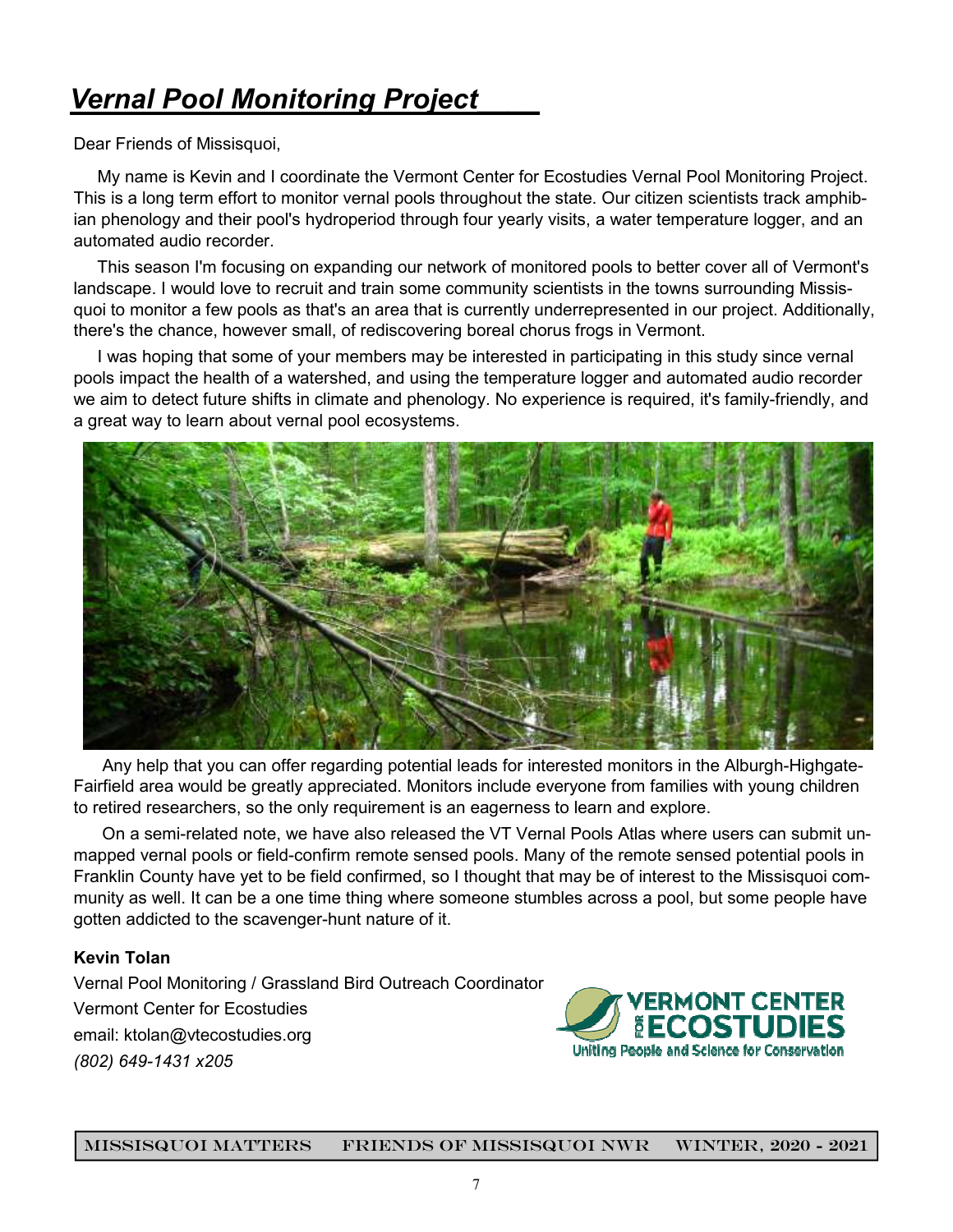# *Vernal Pool Monitoring Project*

Dear Friends of Missisquoi,

My name is Kevin and I coordinate the Vermont Center for Ecostudies Vernal Pool Monitoring Project. This is a long term effort to monitor vernal pools throughout the state. Our citizen scientists track amphibian phenology and their pool's hydroperiod through four yearly visits, a water temperature logger, and an automated audio recorder.

This season I'm focusing on expanding our network of monitored pools to better cover all of Vermont's landscape. I would love to recruit and train some community scientists in the towns surrounding Missisquoi to monitor a few pools as that's an area that is currently underrepresented in our project. Additionally, there's the chance, however small, of rediscovering boreal chorus frogs in Vermont.

I was hoping that some of your members may be interested in participating in this study since vernal pools impact the health of a watershed, and using the temperature logger and automated audio recorder we aim to detect future shifts in climate and phenology. No experience is required, it's family-friendly, and a great way to learn about vernal pool ecosystems.

Any help that you can offer regarding potential leads for interested monitors in the Alburgh-Highgate-Fairfield area would be greatly appreciated. Monitors include everyone from families with young children to retired researchers, so the only requirement is an eagerness to learn and explore.

On a semi-related note, we have also released the VT Vernal Pools Atlas where users can submit unmapped vernal pools or field-confirm remote sensed pools. Many of the remote sensed potential pools in Franklin County have yet to be field confirmed, so I thought that may be of interest to the Missisquoi community as well. It can be a one time thing where someone stumbles across a pool, but some people have gotten addicted to the scavenger-hunt nature of it.

**Kevin Tolan**
Vernal Pool Monitoring / Grassland Bird Outreach Coordinator
Vermont Center for Ecostudies
email: ktolan@vtecostudies.org
*(802) 649-1431 x205*

VERMONT CENTER FOR ECOSTUDIES
Uniting People and Science for Conservation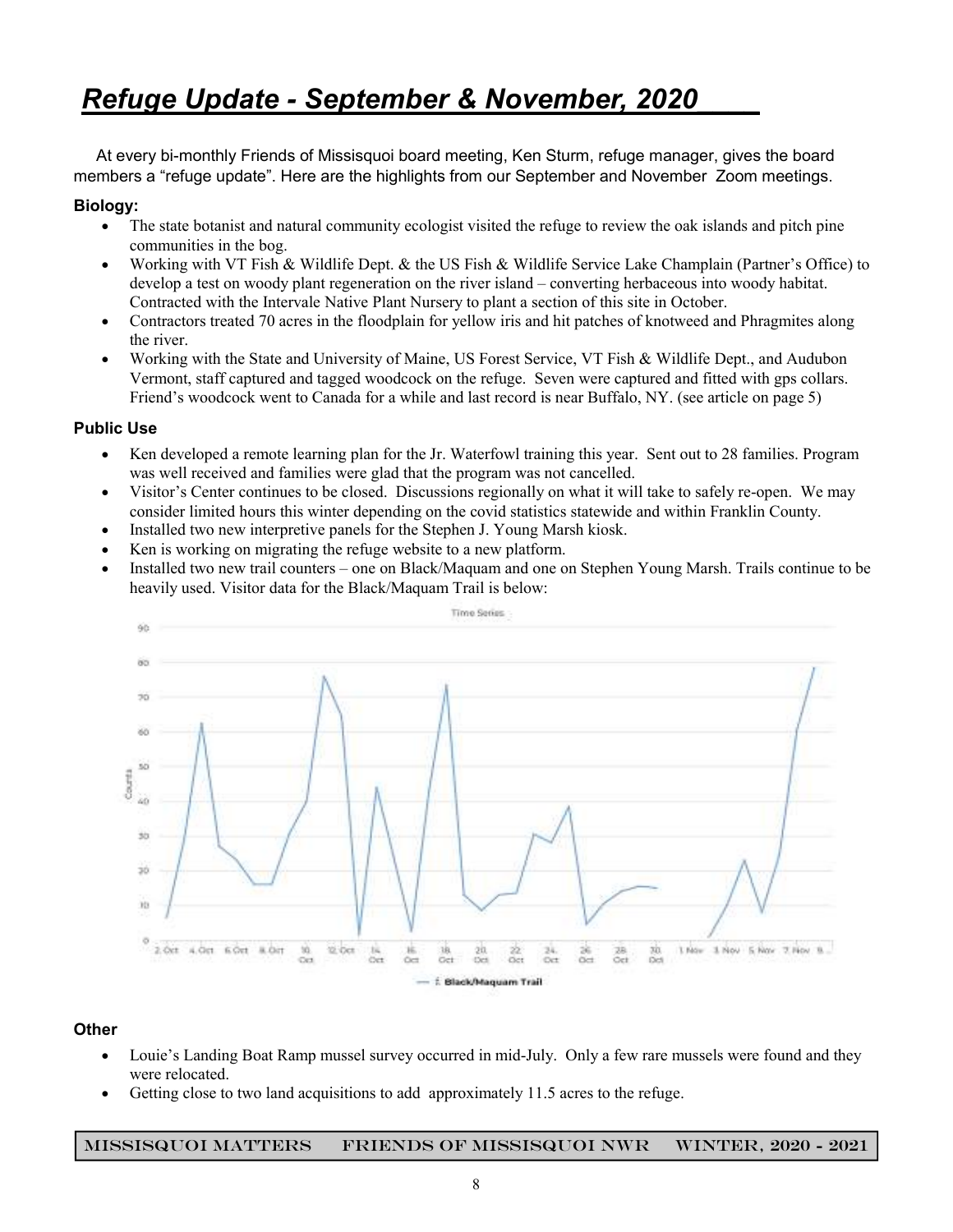# *Refuge Update - September & November, 2020*

At every bi-monthly Friends of Missisquoi board meeting, Ken Sturm, refuge manager, gives the board members a “refuge update”. Here are the highlights from our September and November Zoom meetings.

**Biology:**

- The state botanist and natural community ecologist visited the refuge to review the oak islands and pitch pine communities in the bog.
- Working with VT Fish & Wildlife Dept. & the US Fish & Wildlife Service Lake Champlain (Partner’s Office) to develop a test on woody plant regeneration on the river island – converting herbaceous into woody habitat. Contracted with the Intervale Native Plant Nursery to plant a section of this site in October.
- Contractors treated 70 acres in the floodplain for yellow iris and hit patches of knotweed and Phragmites along the river.
- Working with the State and University of Maine, US Forest Service, VT Fish & Wildlife Dept., and Audubon Vermont, staff captured and tagged woodcock on the refuge. Seven were captured and fitted with gps collars. Friend’s woodcock went to Canada for a while and last record is near Buffalo, NY. (see article on page 5)

**Public Use**

- Ken developed a remote learning plan for the Jr. Waterfowl training this year. Sent out to 28 families. Program was well received and families were glad that the program was not cancelled.
- Visitor’s Center continues to be closed. Discussions regionally on what it will take to safely re-open. We may consider limited hours this winter depending on the covid statistics statewide and within Franklin County.
- Installed two new interpretive panels for the Stephen J. Young Marsh kiosk.
- Ken is working on migrating the refuge website to a new platform.
- Installed two new trail counters – one on Black/Maquam and one on Stephen Young Marsh. Trails continue to be heavily used. Visitor data for the Black/Maquam Trail is below:

**Other**

- Louie’s Landing Boat Ramp mussel survey occurred in mid-July. Only a few rare mussels were found and they were relocated.
- Getting close to two land acquisitions to add approximately 11.5 acres to the refuge.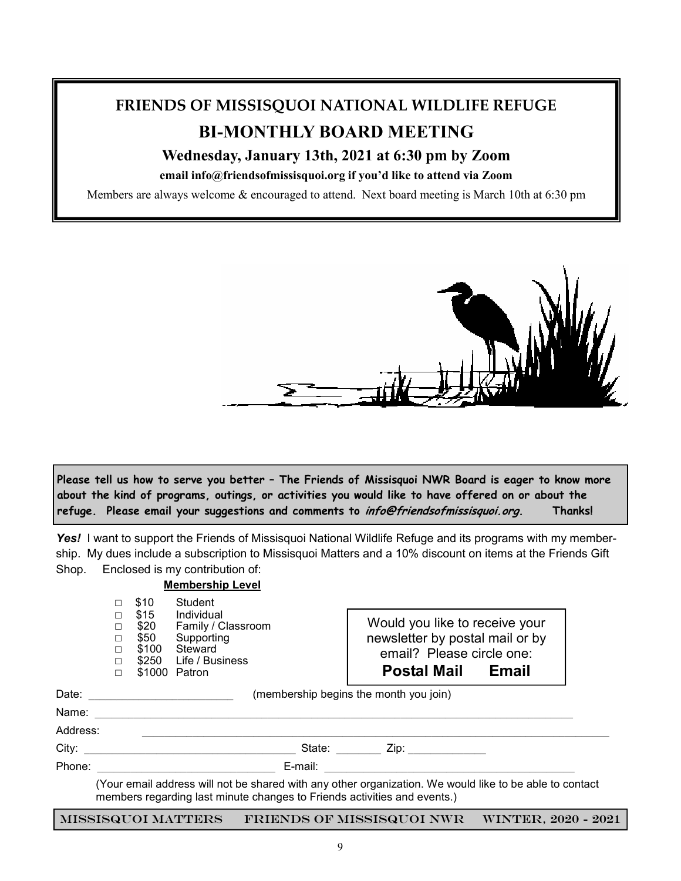# FRIENDS OF MISSISQUOI NATIONAL WILDLIFE REFUGE

## BI-MONTHLY BOARD MEETING

### Wednesday, January 13th, 2021 at 6:30 pm by Zoom

**email info@friendsofmissisquoi.org if you'd like to attend via Zoom**

Members are always welcome & encouraged to attend. Next board meeting is March 10th at 6:30 pm

**Please tell us how to serve you better – The Friends of Missisquoi NWR Board is eager to know more about the kind of programs, outings, or activities you would like to have offered on or about the refuge. Please email your suggestions and comments to *info@friendsofmissisquoi.org*. Thanks!**

***Yes!*** I want to support the Friends of Missisquoi National Wildlife Refuge and its programs with my membership. My dues include a subscription to Missisquoi Matters and a 10% discount on items at the Friends Gift Shop. Enclosed is my contribution of:

**Membership Level**

- □ $10 Student
- □ $15 Individual
- □ $20 Family / Classroom
- □ $50 Supporting
- □ $100 Steward
- □ $250 Life / Business
- □ $1000 Patron

Would you like to receive your newsletter by postal mail or by email? Please circle one:

**Postal Mail Email**

Date: ________________________ (membership begins the month you join)

Name: ________________________________________________________________________

Address: ______________________________________________________________________

City: ___________________________________ State: ________ Zip: _____________

Phone: _____________________________ E-mail: __________________________________________

(Your email address will not be shared with any other organization. We would like to be able to contact members regarding last minute changes to Friends activities and events.)